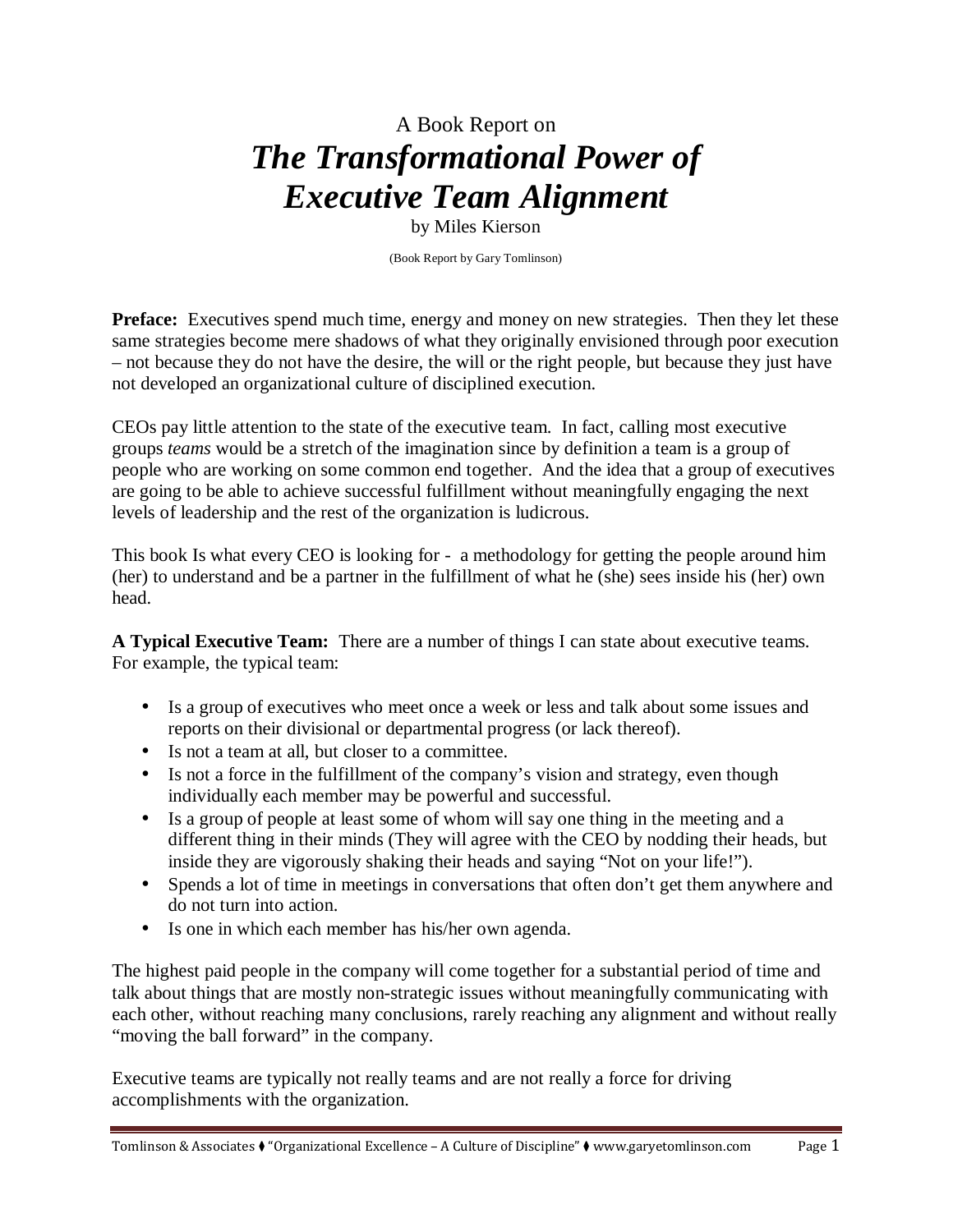A Book Report on

# *The Transformational Power of Executive Team Alignment*

by Miles Kierson

(Book Report by Gary Tomlinson)

**Preface:** Executives spend much time, energy and money on new strategies. Then they let these same strategies become mere shadows of what they originally envisioned through poor execution – not because they do not have the desire, the will or the right people, but because they just have not developed an organizational culture of disciplined execution.

CEOs pay little attention to the state of the executive team. In fact, calling most executive groups *teams* would be a stretch of the imagination since by definition a team is a group of people who are working on some common end together. And the idea that a group of executives are going to be able to achieve successful fulfillment without meaningfully engaging the next levels of leadership and the rest of the organization is ludicrous.

This book Is what every CEO is looking for - a methodology for getting the people around him (her) to understand and be a partner in the fulfillment of what he (she) sees inside his (her) own head.

**A Typical Executive Team:** There are a number of things I can state about executive teams. For example, the typical team:

- Is a group of executives who meet once a week or less and talk about some issues and reports on their divisional or departmental progress (or lack thereof).
- Is not a team at all, but closer to a committee.
- Is not a force in the fulfillment of the company's vision and strategy, even though individually each member may be powerful and successful.
- Is a group of people at least some of whom will say one thing in the meeting and a different thing in their minds (They will agree with the CEO by nodding their heads, but inside they are vigorously shaking their heads and saying "Not on your life!").
- Spends a lot of time in meetings in conversations that often don't get them anywhere and do not turn into action.
- Is one in which each member has his/her own agenda.

The highest paid people in the company will come together for a substantial period of time and talk about things that are mostly non-strategic issues without meaningfully communicating with each other, without reaching many conclusions, rarely reaching any alignment and without really "moving the ball forward" in the company.

Executive teams are typically not really teams and are not really a force for driving accomplishments with the organization.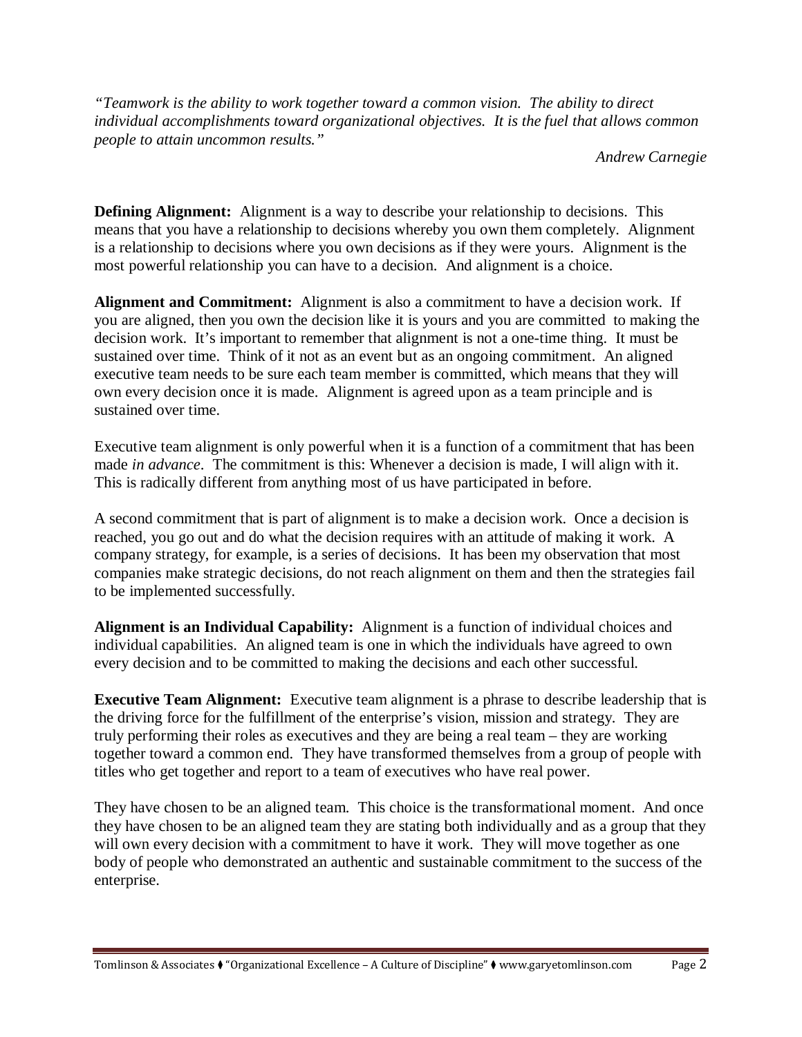*"Teamwork is the ability to work together toward a common vision. The ability to direct individual accomplishments toward organizational objectives. It is the fuel that allows common people to attain uncommon results."*

*Andrew Carnegie*

**Defining Alignment:** Alignment is a way to describe your relationship to decisions. This means that you have a relationship to decisions whereby you own them completely. Alignment is a relationship to decisions where you own decisions as if they were yours. Alignment is the most powerful relationship you can have to a decision. And alignment is a choice.

**Alignment and Commitment:** Alignment is also a commitment to have a decision work. If you are aligned, then you own the decision like it is yours and you are committed to making the decision work. It's important to remember that alignment is not a one-time thing. It must be sustained over time. Think of it not as an event but as an ongoing commitment. An aligned executive team needs to be sure each team member is committed, which means that they will own every decision once it is made. Alignment is agreed upon as a team principle and is sustained over time.

Executive team alignment is only powerful when it is a function of a commitment that has been made *in advance*. The commitment is this: Whenever a decision is made, I will align with it. This is radically different from anything most of us have participated in before.

A second commitment that is part of alignment is to make a decision work. Once a decision is reached, you go out and do what the decision requires with an attitude of making it work. A company strategy, for example, is a series of decisions. It has been my observation that most companies make strategic decisions, do not reach alignment on them and then the strategies fail to be implemented successfully.

**Alignment is an Individual Capability:** Alignment is a function of individual choices and individual capabilities. An aligned team is one in which the individuals have agreed to own every decision and to be committed to making the decisions and each other successful.

**Executive Team Alignment:** Executive team alignment is a phrase to describe leadership that is the driving force for the fulfillment of the enterprise's vision, mission and strategy. They are truly performing their roles as executives and they are being a real team – they are working together toward a common end. They have transformed themselves from a group of people with titles who get together and report to a team of executives who have real power.

They have chosen to be an aligned team. This choice is the transformational moment. And once they have chosen to be an aligned team they are stating both individually and as a group that they will own every decision with a commitment to have it work. They will move together as one body of people who demonstrated an authentic and sustainable commitment to the success of the enterprise.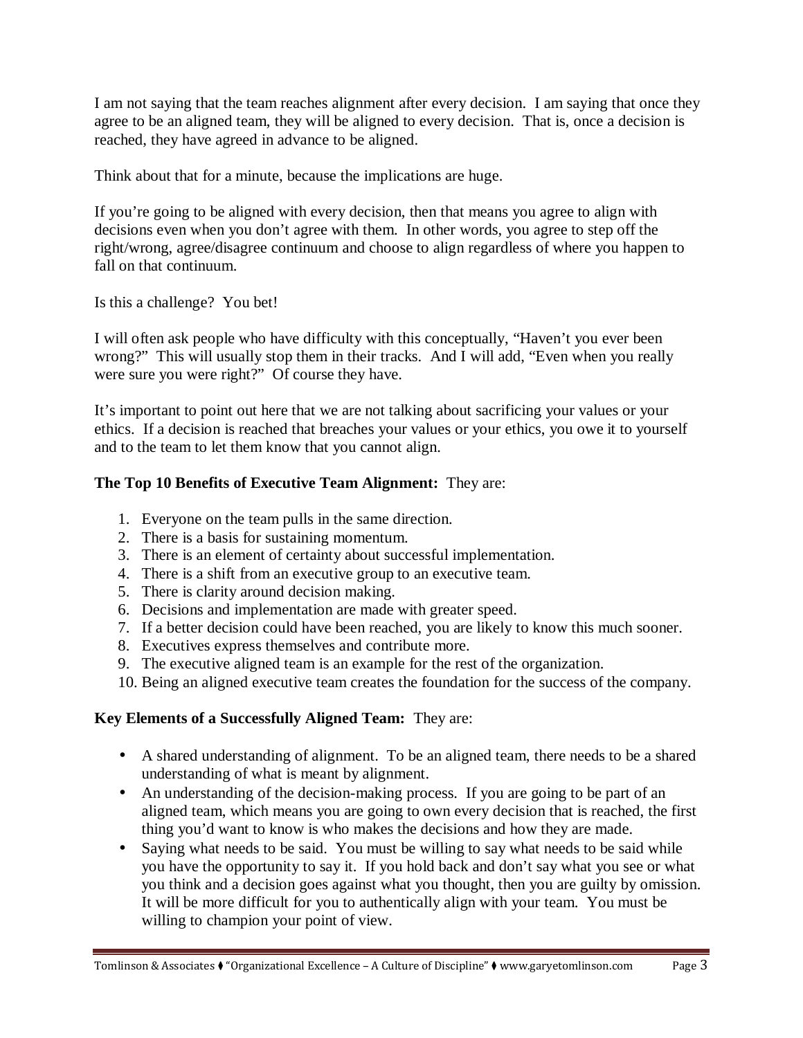I am not saying that the team reaches alignment after every decision. I am saying that once they agree to be an aligned team, they will be aligned to every decision. That is, once a decision is reached, they have agreed in advance to be aligned.

Think about that for a minute, because the implications are huge.

If you're going to be aligned with every decision, then that means you agree to align with decisions even when you don't agree with them. In other words, you agree to step off the right/wrong, agree/disagree continuum and choose to align regardless of where you happen to fall on that continuum.

Is this a challenge? You bet!

I will often ask people who have difficulty with this conceptually, "Haven't you ever been wrong?" This will usually stop them in their tracks. And I will add, "Even when you really were sure you were right?" Of course they have.

It's important to point out here that we are not talking about sacrificing your values or your ethics. If a decision is reached that breaches your values or your ethics, you owe it to yourself and to the team to let them know that you cannot align.

**The Top 10 Benefits of Executive Team Alignment:** They are:

1. Everyone on the team pulls in the same direction.
2. There is a basis for sustaining momentum.
3. There is an element of certainty about successful implementation.
4. There is a shift from an executive group to an executive team.
5. There is clarity around decision making.
6. Decisions and implementation are made with greater speed.
7. If a better decision could have been reached, you are likely to know this much sooner.
8. Executives express themselves and contribute more.
9. The executive aligned team is an example for the rest of the organization.
10. Being an aligned executive team creates the foundation for the success of the company.

**Key Elements of a Successfully Aligned Team:** They are:

- A shared understanding of alignment. To be an aligned team, there needs to be a shared understanding of what is meant by alignment.
- An understanding of the decision-making process. If you are going to be part of an aligned team, which means you are going to own every decision that is reached, the first thing you'd want to know is who makes the decisions and how they are made.
- Saying what needs to be said. You must be willing to say what needs to be said while you have the opportunity to say it. If you hold back and don't say what you see or what you think and a decision goes against what you thought, then you are guilty by omission. It will be more difficult for you to authentically align with your team. You must be willing to champion your point of view.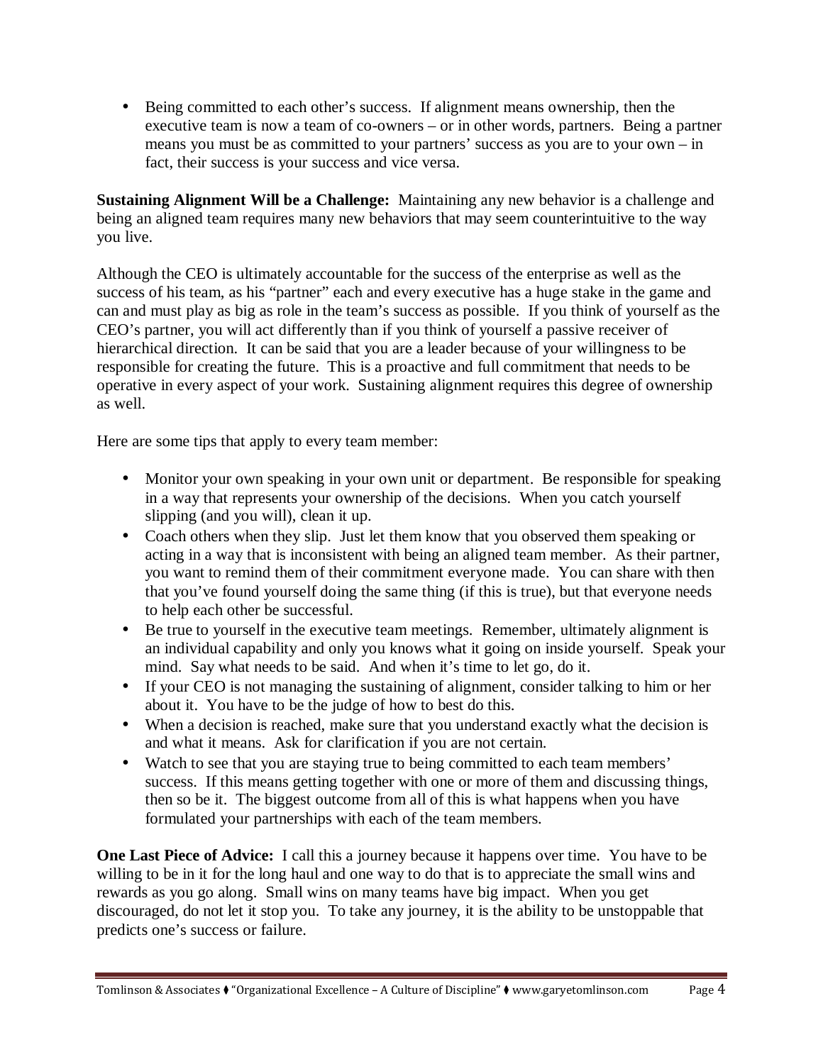- Being committed to each other's success. If alignment means ownership, then the executive team is now a team of co-owners – or in other words, partners. Being a partner means you must be as committed to your partners' success as you are to your own – in fact, their success is your success and vice versa.

**Sustaining Alignment Will be a Challenge:** Maintaining any new behavior is a challenge and being an aligned team requires many new behaviors that may seem counterintuitive to the way you live.

Although the CEO is ultimately accountable for the success of the enterprise as well as the success of his team, as his "partner" each and every executive has a huge stake in the game and can and must play as big as role in the team's success as possible. If you think of yourself as the CEO's partner, you will act differently than if you think of yourself a passive receiver of hierarchical direction. It can be said that you are a leader because of your willingness to be responsible for creating the future. This is a proactive and full commitment that needs to be operative in every aspect of your work. Sustaining alignment requires this degree of ownership as well.

Here are some tips that apply to every team member:

- Monitor your own speaking in your own unit or department. Be responsible for speaking in a way that represents your ownership of the decisions. When you catch yourself slipping (and you will), clean it up.
- Coach others when they slip. Just let them know that you observed them speaking or acting in a way that is inconsistent with being an aligned team member. As their partner, you want to remind them of their commitment everyone made. You can share with then that you've found yourself doing the same thing (if this is true), but that everyone needs to help each other be successful.
- Be true to yourself in the executive team meetings. Remember, ultimately alignment is an individual capability and only you knows what it going on inside yourself. Speak your mind. Say what needs to be said. And when it's time to let go, do it.
- If your CEO is not managing the sustaining of alignment, consider talking to him or her about it. You have to be the judge of how to best do this.
- When a decision is reached, make sure that you understand exactly what the decision is and what it means. Ask for clarification if you are not certain.
- Watch to see that you are staying true to being committed to each team members' success. If this means getting together with one or more of them and discussing things, then so be it. The biggest outcome from all of this is what happens when you have formulated your partnerships with each of the team members.

**One Last Piece of Advice:** I call this a journey because it happens over time. You have to be willing to be in it for the long haul and one way to do that is to appreciate the small wins and rewards as you go along. Small wins on many teams have big impact. When you get discouraged, do not let it stop you. To take any journey, it is the ability to be unstoppable that predicts one's success or failure.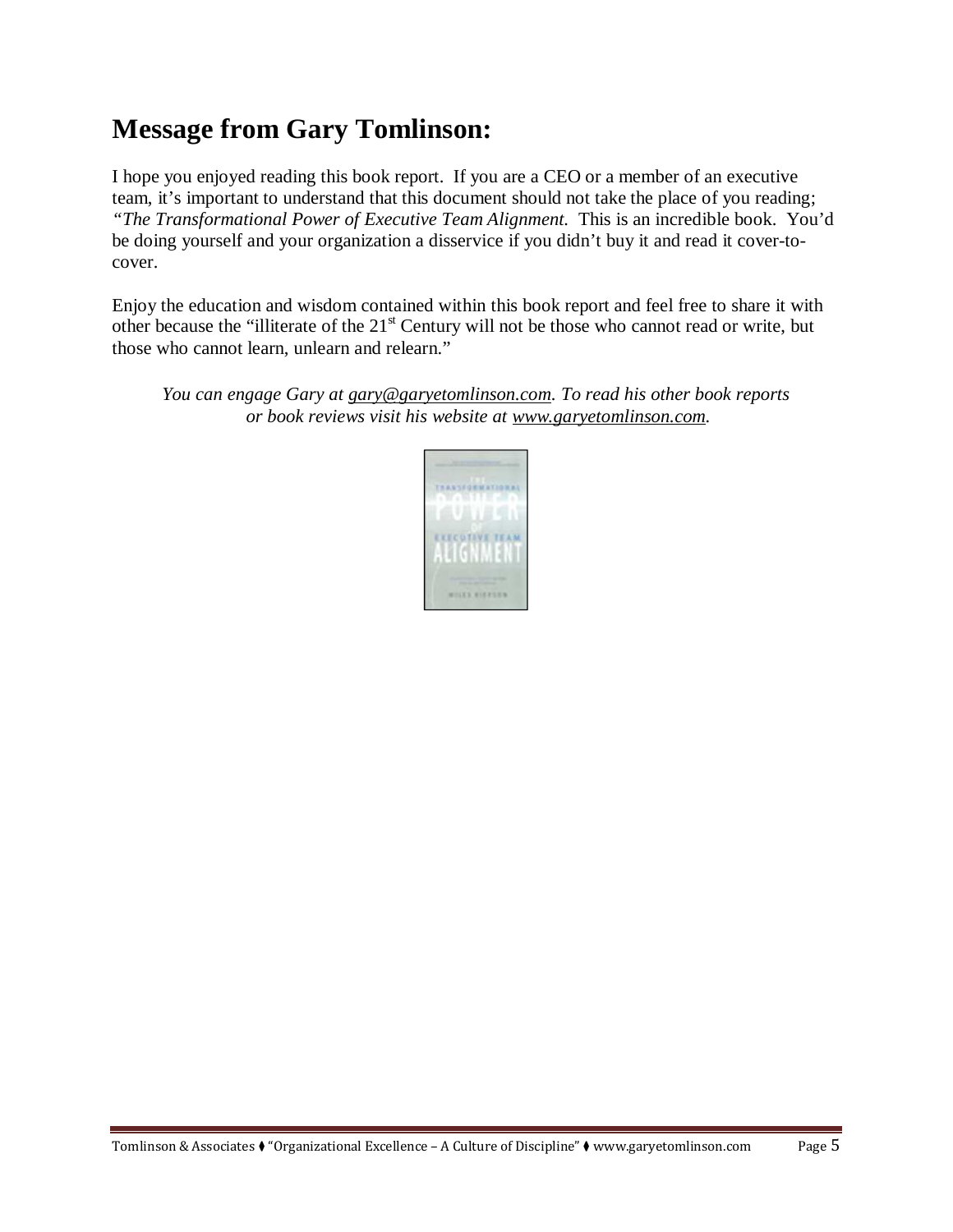# Message from Gary Tomlinson:

I hope you enjoyed reading this book report. If you are a CEO or a member of an executive team, it's important to understand that this document should not take the place of you reading; *"The Transformational Power of Executive Team Alignment.* This is an incredible book. You'd be doing yourself and your organization a disservice if you didn't buy it and read it cover-to-cover.

Enjoy the education and wisdom contained within this book report and feel free to share it with other because the "illiterate of the 21st Century will not be those who cannot read or write, but those who cannot learn, unlearn and relearn."

*You can engage Gary at gary@garyetomlinson.com. To read his other book reports or book reviews visit his website at www.garyetomlinson.com.*